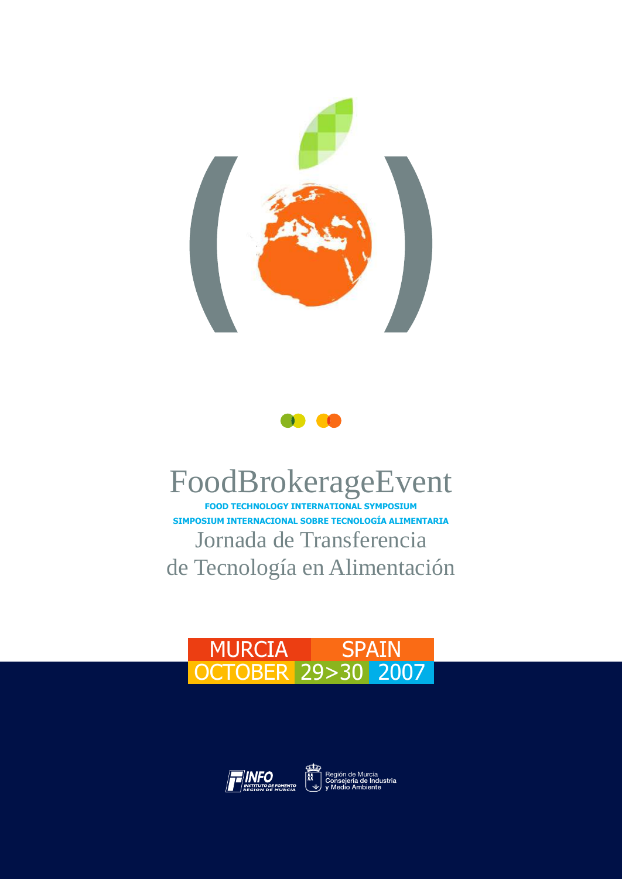# FoodBrokerageEvent

**FOOD TECHNOLOGY INTERNATIONAL SYMPOSIUM**

**SIMPOSIUM INTERNACIONAL SOBRE TECNOLOGÍA ALIMENTARIA**

## Jornada de Transferencia de Tecnología en Alimentación

MURCIA SPAIN

OCTOBER 29>30 2007

INFO INSTITUTO DE FOMENTO REGION DE MURCIA

Región de Murcia
Consejería de Industria
y Medio Ambiente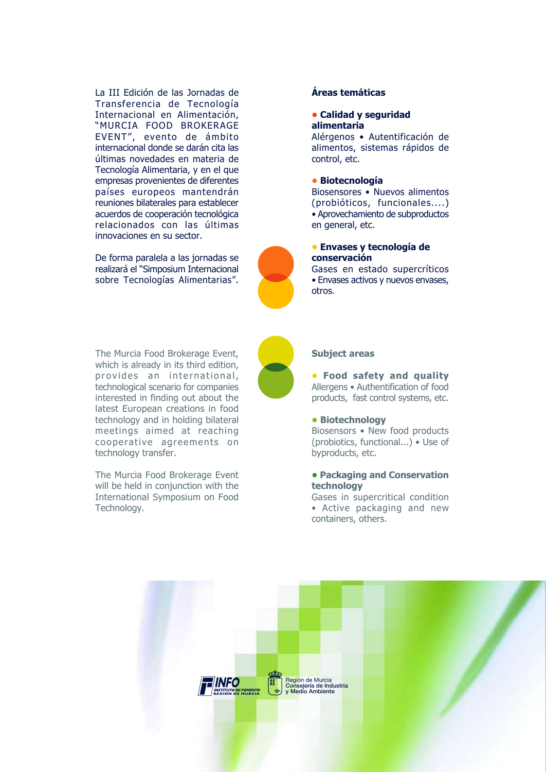La III Edición de las Jornadas de Transferencia de Tecnología Internacional en Alimentación, "MURCIA FOOD BROKERAGE EVENT", evento de ámbito internacional donde se darán cita las últimas novedades en materia de Tecnología Alimentaria, y en el que empresas provenientes de diferentes países europeos mantendrán reuniones bilaterales para establecer acuerdos de cooperación tecnológica relacionados con las últimas innovaciones en su sector.

De forma paralela a las jornadas se realizará el "Simposium Internacional sobre Tecnologías Alimentarias".

## Áreas temáticas

**• Calidad y seguridad alimentaria**
Alérgenos • Autentificación de alimentos, sistemas rápidos de control, etc.

**• Biotecnología**
Biosensores • Nuevos alimentos (probióticos, funcionales....) • Aprovechamiento de subproductos en general, etc.

**• Envases y tecnología de conservación**
Gases en estado supercríticos • Envases activos y nuevos envases, otros.

The Murcia Food Brokerage Event, which is already in its third edition, provides an international, technological scenario for companies interested in finding out about the latest European creations in food technology and in holding bilateral meetings aimed at reaching cooperative agreements on technology transfer.

The Murcia Food Brokerage Event will be held in conjunction with the International Symposium on Food Technology.

## Subject areas

**• Food safety and quality**
Allergens • Authentification of food products, fast control systems, etc.

**• Biotechnology**
Biosensors • New food products (probiotics, functional...) • Use of byproducts, etc.

**• Packaging and Conservation technology**
Gases in supercritical condition • Active packaging and new containers, others.

INFO INSTITUTO DE FOMENTO REGIÓN DE MURCIA

Región de Murcia
Consejería de Industria
y Medio Ambiente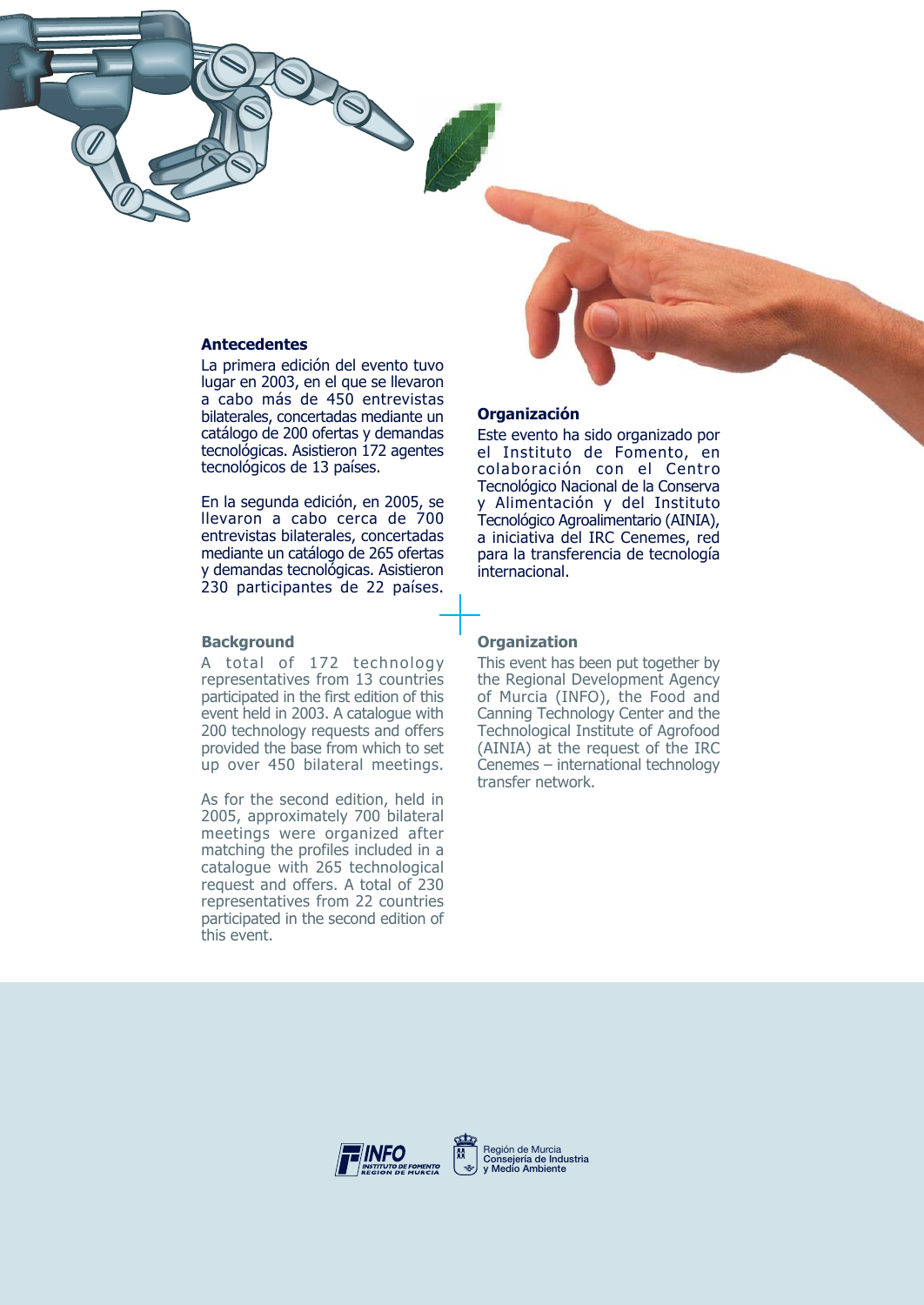## Antecedentes

La primera edición del evento tuvo lugar en 2003, en el que se llevaron a cabo más de 450 entrevistas bilaterales, concertadas mediante un catálogo de 200 ofertas y demandas tecnológicas. Asistieron 172 agentes tecnológicos de 13 países.

En la segunda edición, en 2005, se llevaron a cabo cerca de 700 entrevistas bilaterales, concertadas mediante un catálogo de 265 ofertas y demandas tecnológicas. Asistieron 230 participantes de 22 países.

## Organización

Este evento ha sido organizado por el Instituto de Fomento, en colaboración con el Centro Tecnológico Nacional de la Conserva y Alimentación y del Instituto Tecnológico Agroalimentario (AINIA), a iniciativa del IRC Cenemes, red para la transferencia de tecnología internacional.

## Background

A total of 172 technology representatives from 13 countries participated in the first edition of this event held in 2003. A catalogue with 200 technology requests and offers provided the base from which to set up over 450 bilateral meetings.

As for the second edition, held in 2005, approximately 700 bilateral meetings were organized after matching the profiles included in a catalogue with 265 technological request and offers. A total of 230 representatives from 22 countries participated in the second edition of this event.

## Organization

This event has been put together by the Regional Development Agency of Murcia (INFO), the Food and Canning Technology Center and the Technological Institute of Agrofood (AINIA) at the request of the IRC Cenemes – international technology transfer network.

INFO INSTITUTO DE FOMENTO REGION DE MURCIA

Región de Murcia
Consejería de Industria
y Medio Ambiente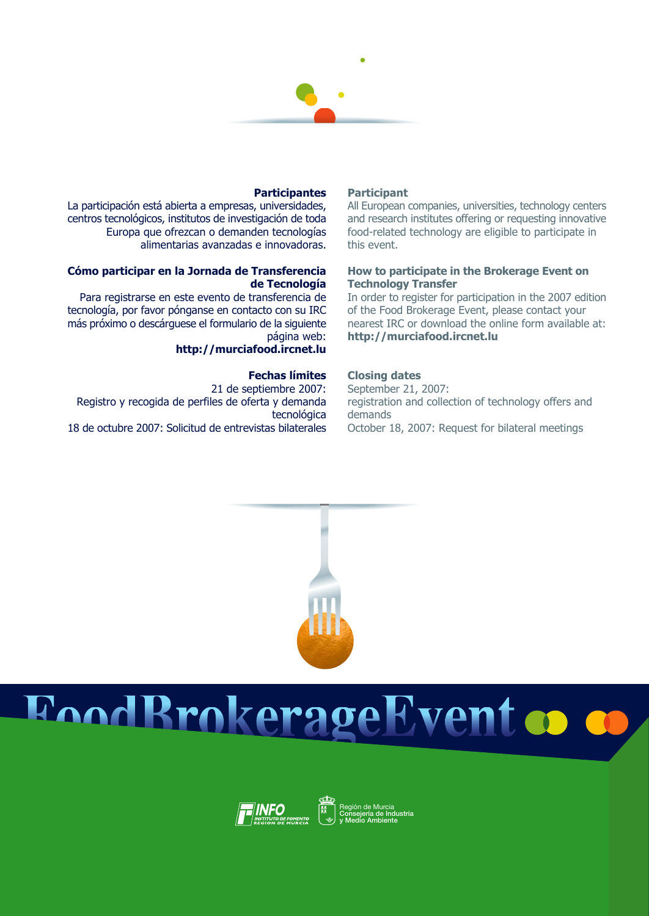### Participantes

La participación está abierta a empresas, universidades, centros tecnológicos, institutos de investigación de toda Europa que ofrezcan o demanden tecnologías alimentarias avanzadas e innovadoras.

### Cómo participar en la Jornada de Transferencia de Tecnología

Para registrarse en este evento de transferencia de tecnología, por favor pónganse en contacto con su IRC más próximo o descárguese el formulario de la siguiente página web:
**http://murciafood.ircnet.lu**

### Fechas límites

21 de septiembre 2007:
Registro y recogida de perfiles de oferta y demanda tecnológica
18 de octubre 2007: Solicitud de entrevistas bilaterales

### Participant

All European companies, universities, technology centers and research institutes offering or requesting innovative food-related technology are eligible to participate in this event.

### How to participate in the Brokerage Event on Technology Transfer

In order to register for participation in the 2007 edition of the Food Brokerage Event, please contact your nearest IRC or download the online form available at:
**http://murciafood.ircnet.lu**

### Closing dates

September 21, 2007:
registration and collection of technology offers and demands
October 18, 2007: Request for bilateral meetings

# FoodBrokerageEvent

INFO Instituto de Fomento Región de Murcia

Región de Murcia
Consejería de Industria
y Medio Ambiente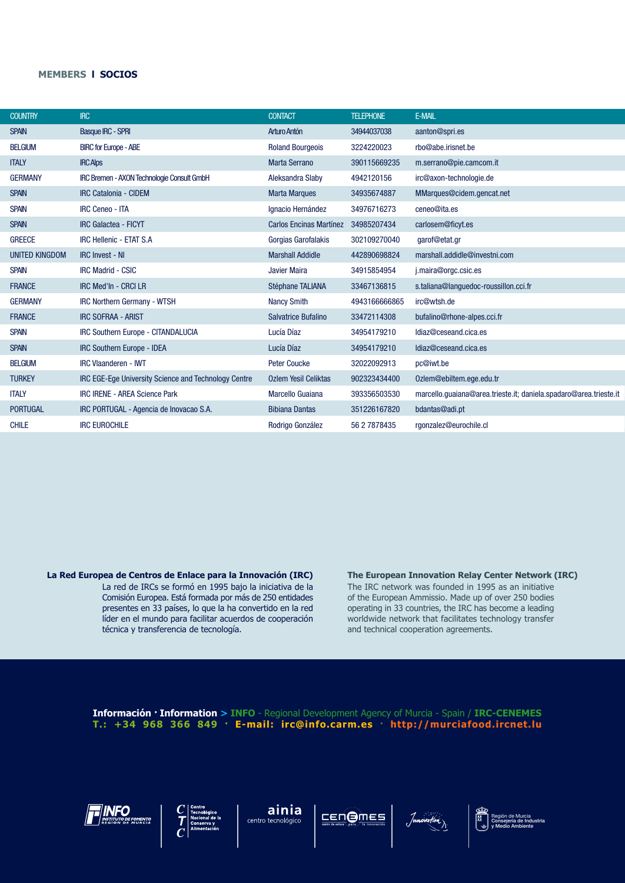**MEMBERS I SOCIOS**

| COUNTRY | IRC | CONTACT | TELEPHONE | E-MAIL |
|---|---|---|---|---|
| SPAIN | Basque IRC - SPRI | Arturo Antón | 34944037038 | aanton@spri.es |
| BELGIUM | BIRC for Europe - ABE | Roland Bourgeois | 3224220023 | rbo@abe.irisnet.be |
| ITALY | IRC Alps | Marta Serrano | 390115669235 | m.serrano@pie.camcom.it |
| GERMANY | IRC Bremen - AXON Technologie Consult GmbH | Aleksandra Slaby | 4942120156 | irc@axon-technologie.de |
| SPAIN | IRC Catalonia - CIDEM | Marta Marques | 34935674887 | MMarques@cidem.gencat.net |
| SPAIN | IRC Ceneo - ITA | Ignacio Hernández | 34976716273 | ceneo@ita.es |
| SPAIN | IRC Galactea - FICYT | Carlos Encinas Martínez | 34985207434 | carlosem@ficyt.es |
| GREECE | IRC Hellenic - ETAT S.A | Gorgias Garofalakis | 302109270040 | garof@etat.gr |
| UNITED KINGDOM | IRC Invest - NI | Marshall Addidle | 442890698824 | marshall.addidle@investni.com |
| SPAIN | IRC Madrid - CSIC | Javier Maira | 34915854954 | j.maira@orgc.csic.es |
| FRANCE | IRC Med'In - CRCI LR | Stéphane TALIANA | 33467136815 | s.taliana@languedoc-roussillon.cci.fr |
| GERMANY | IRC Northern Germany - WTSH | Nancy Smith | 4943166666865 | irc@wtsh.de |
| FRANCE | IRC SOFRAA - ARIST | Salvatrice Bufalino | 33472114308 | bufalino@rhone-alpes.cci.fr |
| SPAIN | IRC Southern Europe - CITANDALUCIA | Lucía Díaz | 34954179210 | ldiaz@ceseand.cica.es |
| SPAIN | IRC Southern Europe - IDEA | Lucía Díaz | 34954179210 | ldiaz@ceseand.cica.es |
| BELGIUM | IRC Vlaanderen - IWT | Peter Coucke | 32022092913 | pc@iwt.be |
| TURKEY | IRC EGE-Ege University Science and Technology Centre | Ozlem Yesil Celiktas | 902323434400 | Ozlem@ebiltem.ege.edu.tr |
| ITALY | IRC IRENE - AREA Science Park | Marcello Guaiana | 393356503530 | marcello.guaiana@area.trieste.it; daniela.spadaro@area.trieste.it |
| PORTUGAL | IRC PORTUGAL - Agencia de Inovacao S.A. | Bibiana Dantas | 351226167820 | bdantas@adi.pt |
| CHILE | IRC EUROCHILE | Rodrigo González | 56 2 7878435 | rgonzalez@eurochile.cl |

**La Red Europea de Centros de Enlace para la Innovación (IRC)**

La red de IRCs se formó en 1995 bajo la iniciativa de la Comisión Europea. Está formada por más de 250 entidades presentes en 33 países, lo que la ha convertido en la red líder en el mundo para facilitar acuerdos de cooperación técnica y transferencia de tecnología.

**The European Innovation Relay Center Network (IRC)**

The IRC network was founded in 1995 as an initiative of the European Ammissio. Made up of over 250 bodies operating in 33 countries, the IRC has become a leading worldwide network that facilitates technology transfer and technical cooperation agreements.

**Información · Information > INFO** - Regional Development Agency of Murcia - Spain / **IRC-CENEMES**
**T.: +34 968 366 849 · E-mail: irc@info.carm.es · http://murciafood.ircnet.lu**

INFO Instituto de Fomento Región de Murcia · Centro Tecnológico Nacional de la Conserva y Alimentación · ainia centro tecnológico · CENEMES · Innovation · Región de Murcia Consejería de Industria y Medio Ambiente